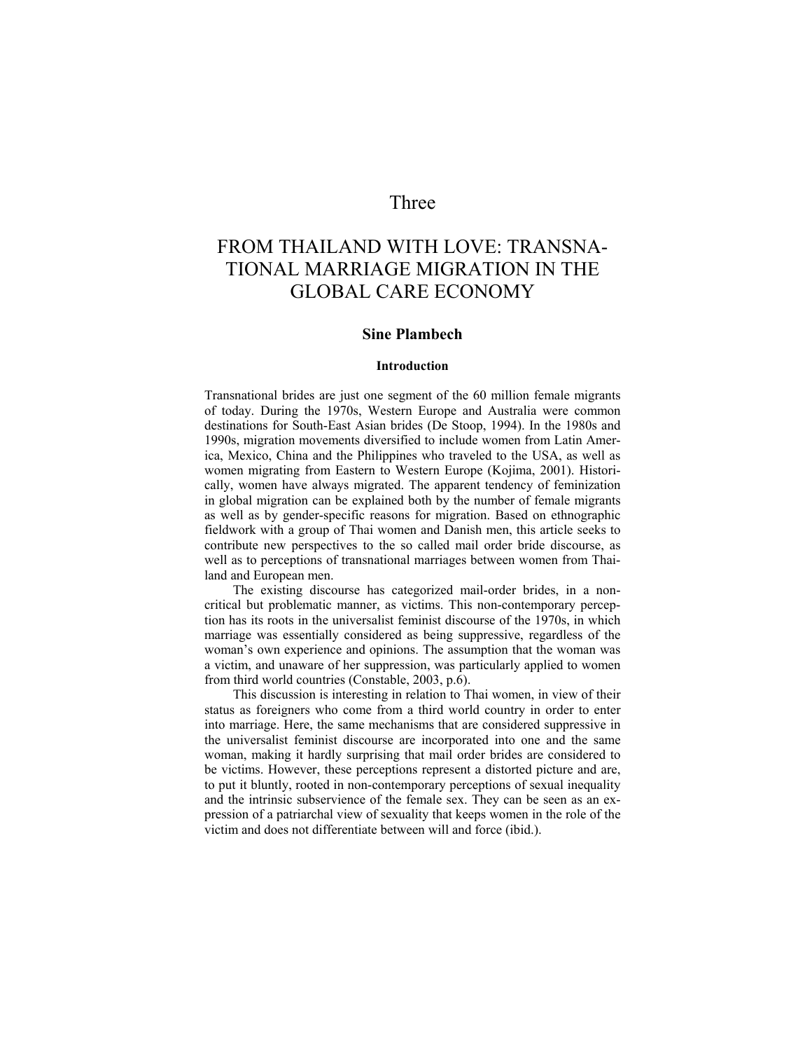# Three

# FROM THAILAND WITH LOVE: TRANSNATIONAL MARRIAGE MIGRATION IN THE GLOBAL CARE ECONOMY

### Sine Plambech

#### Introduction

Transnational brides are just one segment of the 60 million female migrants of today. During the 1970s, Western Europe and Australia were common destinations for South-East Asian brides (De Stoop, 1994). In the 1980s and 1990s, migration movements diversified to include women from Latin America, Mexico, China and the Philippines who traveled to the USA, as well as women migrating from Eastern to Western Europe (Kojima, 2001). Historically, women have always migrated. The apparent tendency of feminization in global migration can be explained both by the number of female migrants as well as by gender-specific reasons for migration. Based on ethnographic fieldwork with a group of Thai women and Danish men, this article seeks to contribute new perspectives to the so called mail order bride discourse, as well as to perceptions of transnational marriages between women from Thailand and European men.

The existing discourse has categorized mail-order brides, in a non-critical but problematic manner, as victims. This non-contemporary perception has its roots in the universalist feminist discourse of the 1970s, in which marriage was essentially considered as being suppressive, regardless of the woman's own experience and opinions. The assumption that the woman was a victim, and unaware of her suppression, was particularly applied to women from third world countries (Constable, 2003, p.6).

This discussion is interesting in relation to Thai women, in view of their status as foreigners who come from a third world country in order to enter into marriage. Here, the same mechanisms that are considered suppressive in the universalist feminist discourse are incorporated into one and the same woman, making it hardly surprising that mail order brides are considered to be victims. However, these perceptions represent a distorted picture and are, to put it bluntly, rooted in non-contemporary perceptions of sexual inequality and the intrinsic subservience of the female sex. They can be seen as an expression of a patriarchal view of sexuality that keeps women in the role of the victim and does not differentiate between will and force (ibid.).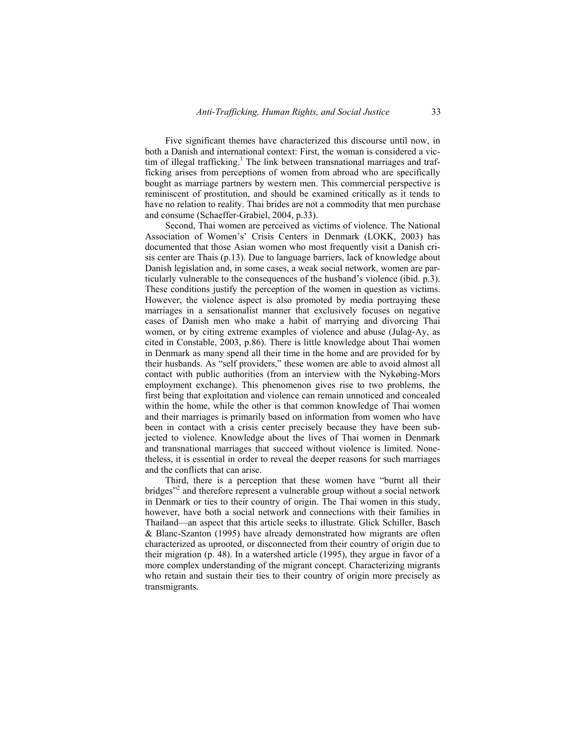Five significant themes have characterized this discourse until now, in both a Danish and international context: First, the woman is considered a victim of illegal trafficking.[1] The link between transnational marriages and trafficking arises from perceptions of women from abroad who are specifically bought as marriage partners by western men. This commercial perspective is reminiscent of prostitution, and should be examined critically as it tends to have no relation to reality. Thai brides are not a commodity that men purchase and consume (Schaeffer-Grabiel, 2004, p.33).

Second, Thai women are perceived as victims of violence. The National Association of Women's' Crisis Centers in Denmark (LOKK, 2003) has documented that those Asian women who most frequently visit a Danish crisis center are Thais (p.13). Due to language barriers, lack of knowledge about Danish legislation and, in some cases, a weak social network, women are particularly vulnerable to the consequences of the husband's violence (ibid. p.3). These conditions justify the perception of the women in question as victims. However, the violence aspect is also promoted by media portraying these marriages in a sensationalist manner that exclusively focuses on negative cases of Danish men who make a habit of marrying and divorcing Thai women, or by citing extreme examples of violence and abuse (Julag-Ay, as cited in Constable, 2003, p.86). There is little knowledge about Thai women in Denmark as many spend all their time in the home and are provided for by their husbands. As "self providers," these women are able to avoid almost all contact with public authorities (from an interview with the Nykøbing-Mors employment exchange). This phenomenon gives rise to two problems, the first being that exploitation and violence can remain unnoticed and concealed within the home, while the other is that common knowledge of Thai women and their marriages is primarily based on information from women who have been in contact with a crisis center precisely because they have been subjected to violence. Knowledge about the lives of Thai women in Denmark and transnational marriages that succeed without violence is limited. Nonetheless, it is essential in order to reveal the deeper reasons for such marriages and the conflicts that can arise.

Third, there is a perception that these women have "burnt all their bridges"[2] and therefore represent a vulnerable group without a social network in Denmark or ties to their country of origin. The Thai women in this study, however, have both a social network and connections with their families in Thailand—an aspect that this article seeks to illustrate. Glick Schiller, Basch & Blanc-Szanton (1995) have already demonstrated how migrants are often characterized as uprooted, or disconnected from their country of origin due to their migration (p. 48). In a watershed article (1995), they argue in favor of a more complex understanding of the migrant concept. Characterizing migrants who retain and sustain their ties to their country of origin more precisely as transmigrants.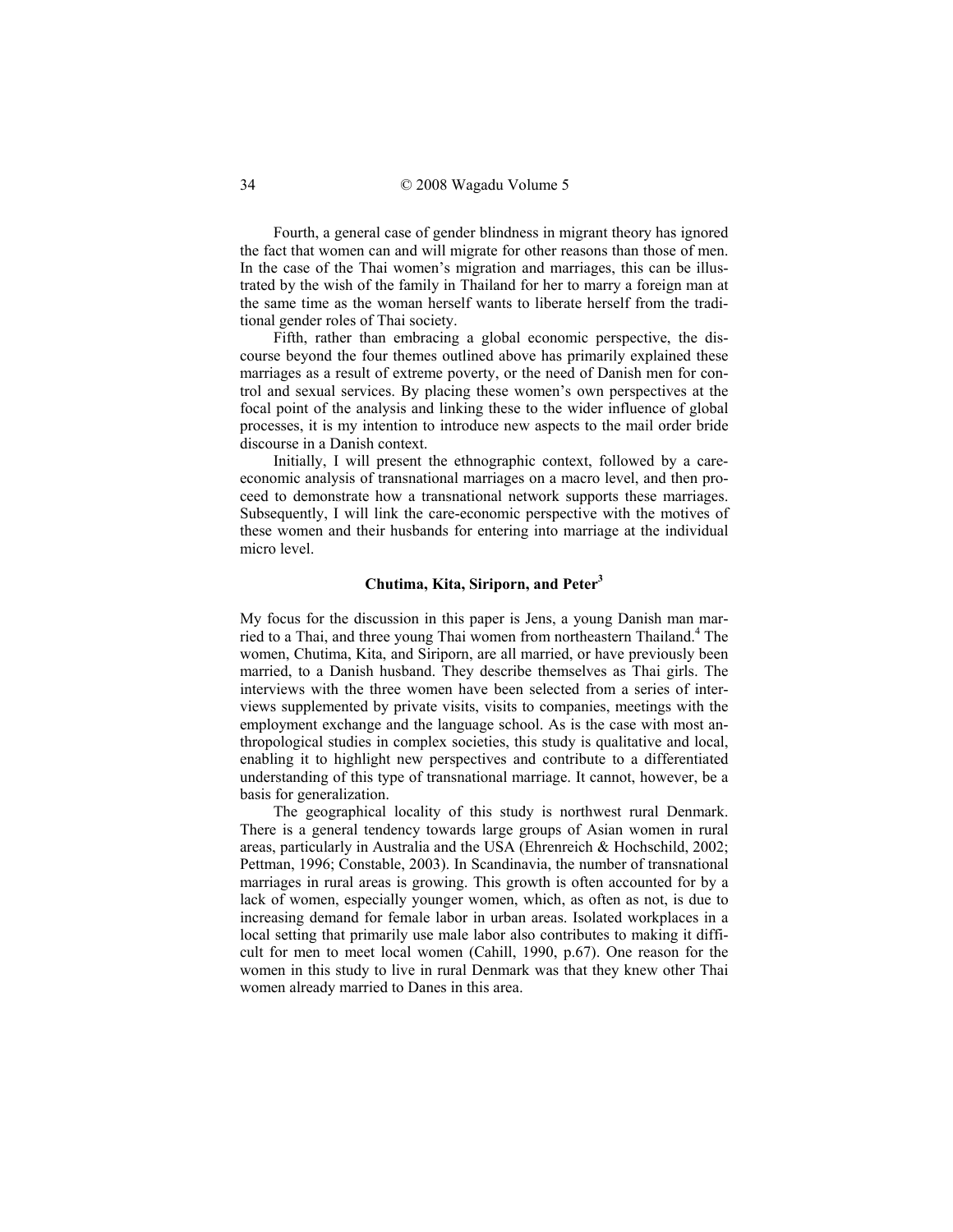Fourth, a general case of gender blindness in migrant theory has ignored the fact that women can and will migrate for other reasons than those of men. In the case of the Thai women's migration and marriages, this can be illustrated by the wish of the family in Thailand for her to marry a foreign man at the same time as the woman herself wants to liberate herself from the traditional gender roles of Thai society.

Fifth, rather than embracing a global economic perspective, the discourse beyond the four themes outlined above has primarily explained these marriages as a result of extreme poverty, or the need of Danish men for control and sexual services. By placing these women's own perspectives at the focal point of the analysis and linking these to the wider influence of global processes, it is my intention to introduce new aspects to the mail order bride discourse in a Danish context.

Initially, I will present the ethnographic context, followed by a care-economic analysis of transnational marriages on a macro level, and then proceed to demonstrate how a transnational network supports these marriages. Subsequently, I will link the care-economic perspective with the motives of these women and their husbands for entering into marriage at the individual micro level.

## Chutima, Kita, Siriporn, and Peter[3]

My focus for the discussion in this paper is Jens, a young Danish man married to a Thai, and three young Thai women from northeastern Thailand.[4] The women, Chutima, Kita, and Siriporn, are all married, or have previously been married, to a Danish husband. They describe themselves as Thai girls. The interviews with the three women have been selected from a series of interviews supplemented by private visits, visits to companies, meetings with the employment exchange and the language school. As is the case with most anthropological studies in complex societies, this study is qualitative and local, enabling it to highlight new perspectives and contribute to a differentiated understanding of this type of transnational marriage. It cannot, however, be a basis for generalization.

The geographical locality of this study is northwest rural Denmark. There is a general tendency towards large groups of Asian women in rural areas, particularly in Australia and the USA (Ehrenreich & Hochschild, 2002; Pettman, 1996; Constable, 2003). In Scandinavia, the number of transnational marriages in rural areas is growing. This growth is often accounted for by a lack of women, especially younger women, which, as often as not, is due to increasing demand for female labor in urban areas. Isolated workplaces in a local setting that primarily use male labor also contributes to making it difficult for men to meet local women (Cahill, 1990, p.67). One reason for the women in this study to live in rural Denmark was that they knew other Thai women already married to Danes in this area.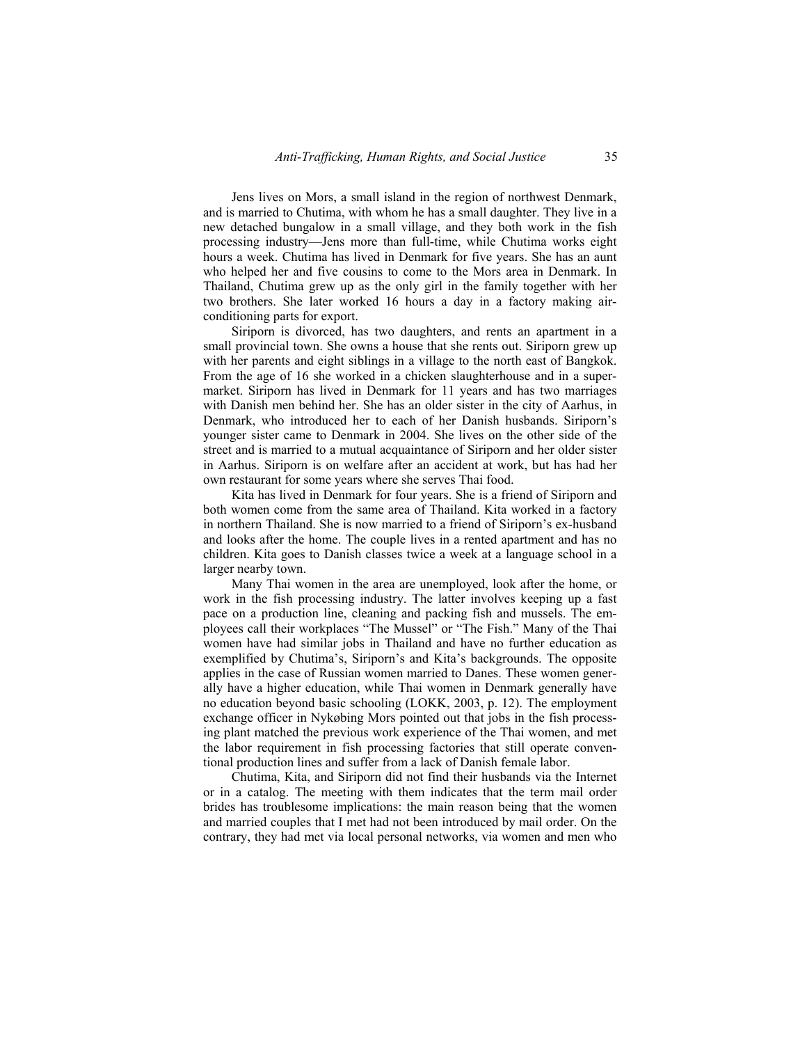Jens lives on Mors, a small island in the region of northwest Denmark, and is married to Chutima, with whom he has a small daughter. They live in a new detached bungalow in a small village, and they both work in the fish processing industry—Jens more than full-time, while Chutima works eight hours a week. Chutima has lived in Denmark for five years. She has an aunt who helped her and five cousins to come to the Mors area in Denmark. In Thailand, Chutima grew up as the only girl in the family together with her two brothers. She later worked 16 hours a day in a factory making air-conditioning parts for export.

Siriporn is divorced, has two daughters, and rents an apartment in a small provincial town. She owns a house that she rents out. Siriporn grew up with her parents and eight siblings in a village to the north east of Bangkok. From the age of 16 she worked in a chicken slaughterhouse and in a supermarket. Siriporn has lived in Denmark for 11 years and has two marriages with Danish men behind her. She has an older sister in the city of Aarhus, in Denmark, who introduced her to each of her Danish husbands. Siriporn's younger sister came to Denmark in 2004. She lives on the other side of the street and is married to a mutual acquaintance of Siriporn and her older sister in Aarhus. Siriporn is on welfare after an accident at work, but has had her own restaurant for some years where she serves Thai food.

Kita has lived in Denmark for four years. She is a friend of Siriporn and both women come from the same area of Thailand. Kita worked in a factory in northern Thailand. She is now married to a friend of Siriporn's ex-husband and looks after the home. The couple lives in a rented apartment and has no children. Kita goes to Danish classes twice a week at a language school in a larger nearby town.

Many Thai women in the area are unemployed, look after the home, or work in the fish processing industry. The latter involves keeping up a fast pace on a production line, cleaning and packing fish and mussels. The employees call their workplaces "The Mussel" or "The Fish." Many of the Thai women have had similar jobs in Thailand and have no further education as exemplified by Chutima's, Siriporn's and Kita's backgrounds. The opposite applies in the case of Russian women married to Danes. These women generally have a higher education, while Thai women in Denmark generally have no education beyond basic schooling (LOKK, 2003, p. 12). The employment exchange officer in Nykøbing Mors pointed out that jobs in the fish processing plant matched the previous work experience of the Thai women, and met the labor requirement in fish processing factories that still operate conventional production lines and suffer from a lack of Danish female labor.

Chutima, Kita, and Siriporn did not find their husbands via the Internet or in a catalog. The meeting with them indicates that the term mail order brides has troublesome implications: the main reason being that the women and married couples that I met had not been introduced by mail order. On the contrary, they had met via local personal networks, via women and men who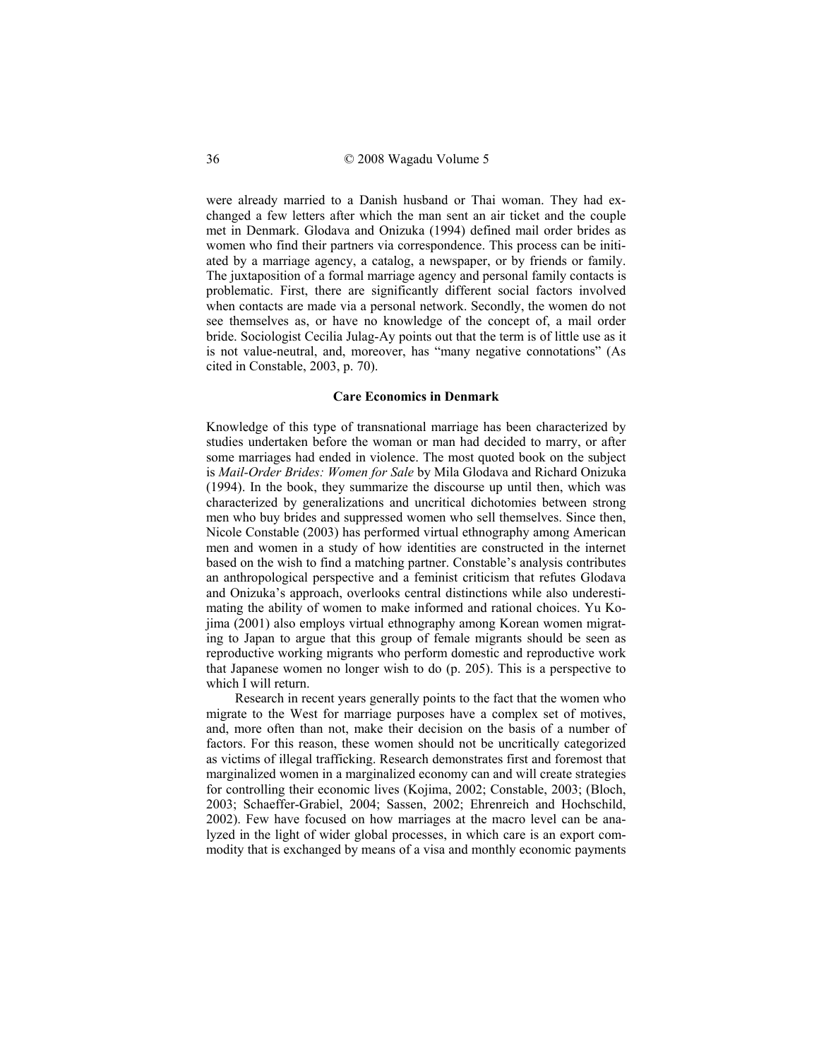were already married to a Danish husband or Thai woman. They had exchanged a few letters after which the man sent an air ticket and the couple met in Denmark. Glodava and Onizuka (1994) defined mail order brides as women who find their partners via correspondence. This process can be initiated by a marriage agency, a catalog, a newspaper, or by friends or family. The juxtaposition of a formal marriage agency and personal family contacts is problematic. First, there are significantly different social factors involved when contacts are made via a personal network. Secondly, the women do not see themselves as, or have no knowledge of the concept of, a mail order bride. Sociologist Cecilia Julag-Ay points out that the term is of little use as it is not value-neutral, and, moreover, has "many negative connotations" (As cited in Constable, 2003, p. 70).

## Care Economics in Denmark

Knowledge of this type of transnational marriage has been characterized by studies undertaken before the woman or man had decided to marry, or after some marriages had ended in violence. The most quoted book on the subject is *Mail-Order Brides: Women for Sale* by Mila Glodava and Richard Onizuka (1994). In the book, they summarize the discourse up until then, which was characterized by generalizations and uncritical dichotomies between strong men who buy brides and suppressed women who sell themselves. Since then, Nicole Constable (2003) has performed virtual ethnography among American men and women in a study of how identities are constructed in the internet based on the wish to find a matching partner. Constable's analysis contributes an anthropological perspective and a feminist criticism that refutes Glodava and Onizuka's approach, overlooks central distinctions while also underestimating the ability of women to make informed and rational choices. Yu Kojima (2001) also employs virtual ethnography among Korean women migrating to Japan to argue that this group of female migrants should be seen as reproductive working migrants who perform domestic and reproductive work that Japanese women no longer wish to do (p. 205). This is a perspective to which I will return.

Research in recent years generally points to the fact that the women who migrate to the West for marriage purposes have a complex set of motives, and, more often than not, make their decision on the basis of a number of factors. For this reason, these women should not be uncritically categorized as victims of illegal trafficking. Research demonstrates first and foremost that marginalized women in a marginalized economy can and will create strategies for controlling their economic lives (Kojima, 2002; Constable, 2003; (Bloch, 2003; Schaeffer-Grabiel, 2004; Sassen, 2002; Ehrenreich and Hochschild, 2002). Few have focused on how marriages at the macro level can be analyzed in the light of wider global processes, in which care is an export commodity that is exchanged by means of a visa and monthly economic payments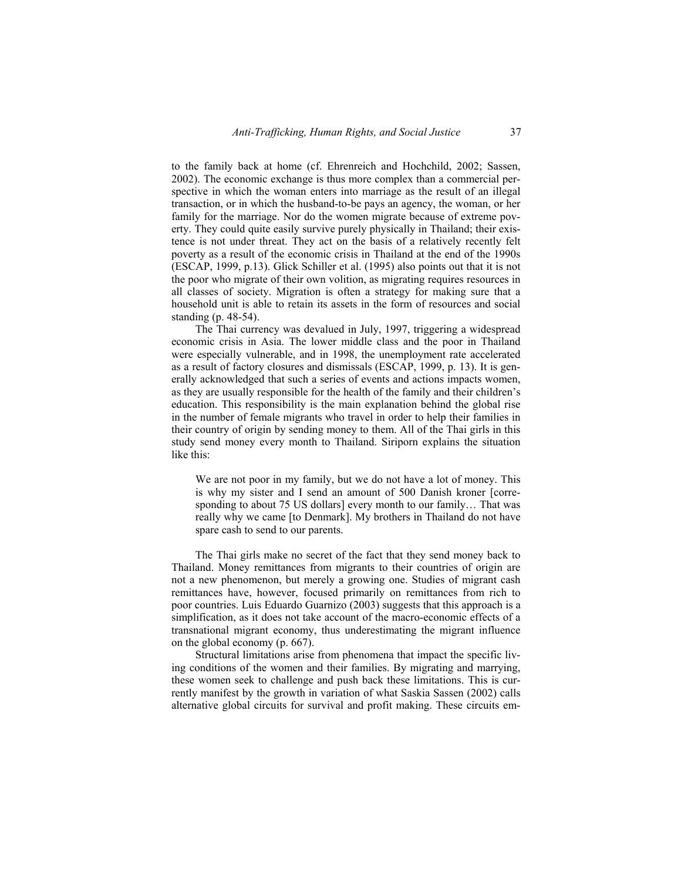to the family back at home (cf. Ehrenreich and Hochchild, 2002; Sassen, 2002). The economic exchange is thus more complex than a commercial perspective in which the woman enters into marriage as the result of an illegal transaction, or in which the husband-to-be pays an agency, the woman, or her family for the marriage. Nor do the women migrate because of extreme poverty. They could quite easily survive purely physically in Thailand; their existence is not under threat. They act on the basis of a relatively recently felt poverty as a result of the economic crisis in Thailand at the end of the 1990s (ESCAP, 1999, p.13). Glick Schiller et al. (1995) also points out that it is not the poor who migrate of their own volition, as migrating requires resources in all classes of society. Migration is often a strategy for making sure that a household unit is able to retain its assets in the form of resources and social standing (p. 48-54).

The Thai currency was devalued in July, 1997, triggering a widespread economic crisis in Asia. The lower middle class and the poor in Thailand were especially vulnerable, and in 1998, the unemployment rate accelerated as a result of factory closures and dismissals (ESCAP, 1999, p. 13). It is generally acknowledged that such a series of events and actions impacts women, as they are usually responsible for the health of the family and their children's education. This responsibility is the main explanation behind the global rise in the number of female migrants who travel in order to help their families in their country of origin by sending money to them. All of the Thai girls in this study send money every month to Thailand. Siriporn explains the situation like this:

> We are not poor in my family, but we do not have a lot of money. This is why my sister and I send an amount of 500 Danish kroner [corresponding to about 75 US dollars] every month to our family… That was really why we came [to Denmark]. My brothers in Thailand do not have spare cash to send to our parents.

The Thai girls make no secret of the fact that they send money back to Thailand. Money remittances from migrants to their countries of origin are not a new phenomenon, but merely a growing one. Studies of migrant cash remittances have, however, focused primarily on remittances from rich to poor countries. Luis Eduardo Guarnizo (2003) suggests that this approach is a simplification, as it does not take account of the macro-economic effects of a transnational migrant economy, thus underestimating the migrant influence on the global economy (p. 667).

Structural limitations arise from phenomena that impact the specific living conditions of the women and their families. By migrating and marrying, these women seek to challenge and push back these limitations. This is currently manifest by the growth in variation of what Saskia Sassen (2002) calls alternative global circuits for survival and profit making. These circuits em-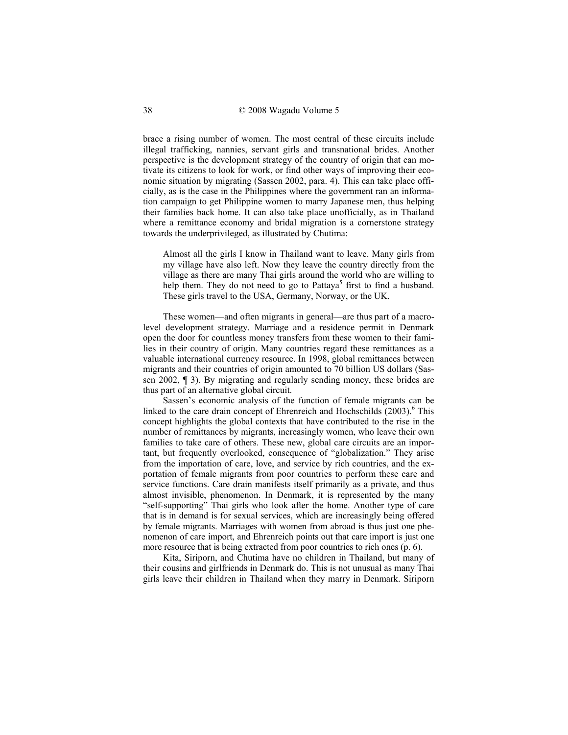brace a rising number of women. The most central of these circuits include illegal trafficking, nannies, servant girls and transnational brides. Another perspective is the development strategy of the country of origin that can motivate its citizens to look for work, or find other ways of improving their economic situation by migrating (Sassen 2002, para. 4). This can take place officially, as is the case in the Philippines where the government ran an information campaign to get Philippine women to marry Japanese men, thus helping their families back home. It can also take place unofficially, as in Thailand where a remittance economy and bridal migration is a cornerstone strategy towards the underprivileged, as illustrated by Chutima:

> Almost all the girls I know in Thailand want to leave. Many girls from my village have also left. Now they leave the country directly from the village as there are many Thai girls around the world who are willing to help them. They do not need to go to Pattaya[5] first to find a husband. These girls travel to the USA, Germany, Norway, or the UK.

These women—and often migrants in general—are thus part of a macro-level development strategy. Marriage and a residence permit in Denmark open the door for countless money transfers from these women to their families in their country of origin. Many countries regard these remittances as a valuable international currency resource. In 1998, global remittances between migrants and their countries of origin amounted to 70 billion US dollars (Sassen 2002, ¶ 3). By migrating and regularly sending money, these brides are thus part of an alternative global circuit.

Sassen's economic analysis of the function of female migrants can be linked to the care drain concept of Ehrenreich and Hochschilds (2003).[6] This concept highlights the global contexts that have contributed to the rise in the number of remittances by migrants, increasingly women, who leave their own families to take care of others. These new, global care circuits are an important, but frequently overlooked, consequence of "globalization." They arise from the importation of care, love, and service by rich countries, and the exportation of female migrants from poor countries to perform these care and service functions. Care drain manifests itself primarily as a private, and thus almost invisible, phenomenon. In Denmark, it is represented by the many "self-supporting" Thai girls who look after the home. Another type of care that is in demand is for sexual services, which are increasingly being offered by female migrants. Marriages with women from abroad is thus just one phenomenon of care import, and Ehrenreich points out that care import is just one more resource that is being extracted from poor countries to rich ones (p. 6).

Kita, Siriporn, and Chutima have no children in Thailand, but many of their cousins and girlfriends in Denmark do. This is not unusual as many Thai girls leave their children in Thailand when they marry in Denmark. Siriporn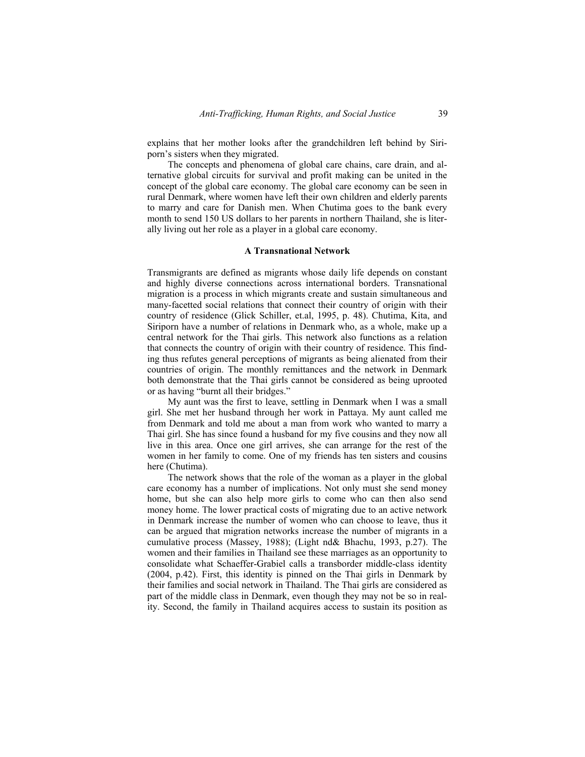explains that her mother looks after the grandchildren left behind by Siriporn's sisters when they migrated.

The concepts and phenomena of global care chains, care drain, and alternative global circuits for survival and profit making can be united in the concept of the global care economy. The global care economy can be seen in rural Denmark, where women have left their own children and elderly parents to marry and care for Danish men. When Chutima goes to the bank every month to send 150 US dollars to her parents in northern Thailand, she is literally living out her role as a player in a global care economy.

### A Transnational Network

Transmigrants are defined as migrants whose daily life depends on constant and highly diverse connections across international borders. Transnational migration is a process in which migrants create and sustain simultaneous and many-facetted social relations that connect their country of origin with their country of residence (Glick Schiller, et.al, 1995, p. 48). Chutima, Kita, and Siriporn have a number of relations in Denmark who, as a whole, make up a central network for the Thai girls. This network also functions as a relation that connects the country of origin with their country of residence. This finding thus refutes general perceptions of migrants as being alienated from their countries of origin. The monthly remittances and the network in Denmark both demonstrate that the Thai girls cannot be considered as being uprooted or as having "burnt all their bridges."

My aunt was the first to leave, settling in Denmark when I was a small girl. She met her husband through her work in Pattaya. My aunt called me from Denmark and told me about a man from work who wanted to marry a Thai girl. She has since found a husband for my five cousins and they now all live in this area. Once one girl arrives, she can arrange for the rest of the women in her family to come. One of my friends has ten sisters and cousins here (Chutima).

The network shows that the role of the woman as a player in the global care economy has a number of implications. Not only must she send money home, but she can also help more girls to come who can then also send money home. The lower practical costs of migrating due to an active network in Denmark increase the number of women who can choose to leave, thus it can be argued that migration networks increase the number of migrants in a cumulative process (Massey, 1988); (Light nd& Bhachu, 1993, p.27). The women and their families in Thailand see these marriages as an opportunity to consolidate what Schaeffer-Grabiel calls a transborder middle-class identity (2004, p.42). First, this identity is pinned on the Thai girls in Denmark by their families and social network in Thailand. The Thai girls are considered as part of the middle class in Denmark, even though they may not be so in reality. Second, the family in Thailand acquires access to sustain its position as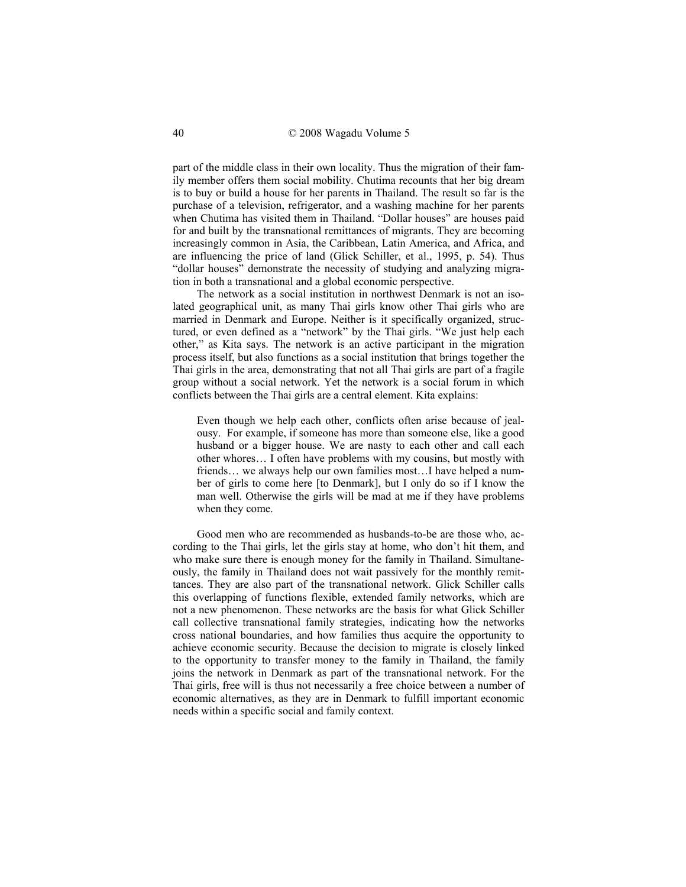part of the middle class in their own locality. Thus the migration of their family member offers them social mobility. Chutima recounts that her big dream is to buy or build a house for her parents in Thailand. The result so far is the purchase of a television, refrigerator, and a washing machine for her parents when Chutima has visited them in Thailand. "Dollar houses" are houses paid for and built by the transnational remittances of migrants. They are becoming increasingly common in Asia, the Caribbean, Latin America, and Africa, and are influencing the price of land (Glick Schiller, et al., 1995, p. 54). Thus "dollar houses" demonstrate the necessity of studying and analyzing migration in both a transnational and a global economic perspective.

The network as a social institution in northwest Denmark is not an isolated geographical unit, as many Thai girls know other Thai girls who are married in Denmark and Europe. Neither is it specifically organized, structured, or even defined as a "network" by the Thai girls. "We just help each other," as Kita says. The network is an active participant in the migration process itself, but also functions as a social institution that brings together the Thai girls in the area, demonstrating that not all Thai girls are part of a fragile group without a social network. Yet the network is a social forum in which conflicts between the Thai girls are a central element. Kita explains:

> Even though we help each other, conflicts often arise because of jealousy. For example, if someone has more than someone else, like a good husband or a bigger house. We are nasty to each other and call each other whores… I often have problems with my cousins, but mostly with friends… we always help our own families most…I have helped a number of girls to come here [to Denmark], but I only do so if I know the man well. Otherwise the girls will be mad at me if they have problems when they come.

Good men who are recommended as husbands-to-be are those who, according to the Thai girls, let the girls stay at home, who don't hit them, and who make sure there is enough money for the family in Thailand. Simultaneously, the family in Thailand does not wait passively for the monthly remittances. They are also part of the transnational network. Glick Schiller calls this overlapping of functions flexible, extended family networks, which are not a new phenomenon. These networks are the basis for what Glick Schiller call collective transnational family strategies, indicating how the networks cross national boundaries, and how families thus acquire the opportunity to achieve economic security. Because the decision to migrate is closely linked to the opportunity to transfer money to the family in Thailand, the family joins the network in Denmark as part of the transnational network. For the Thai girls, free will is thus not necessarily a free choice between a number of economic alternatives, as they are in Denmark to fulfill important economic needs within a specific social and family context.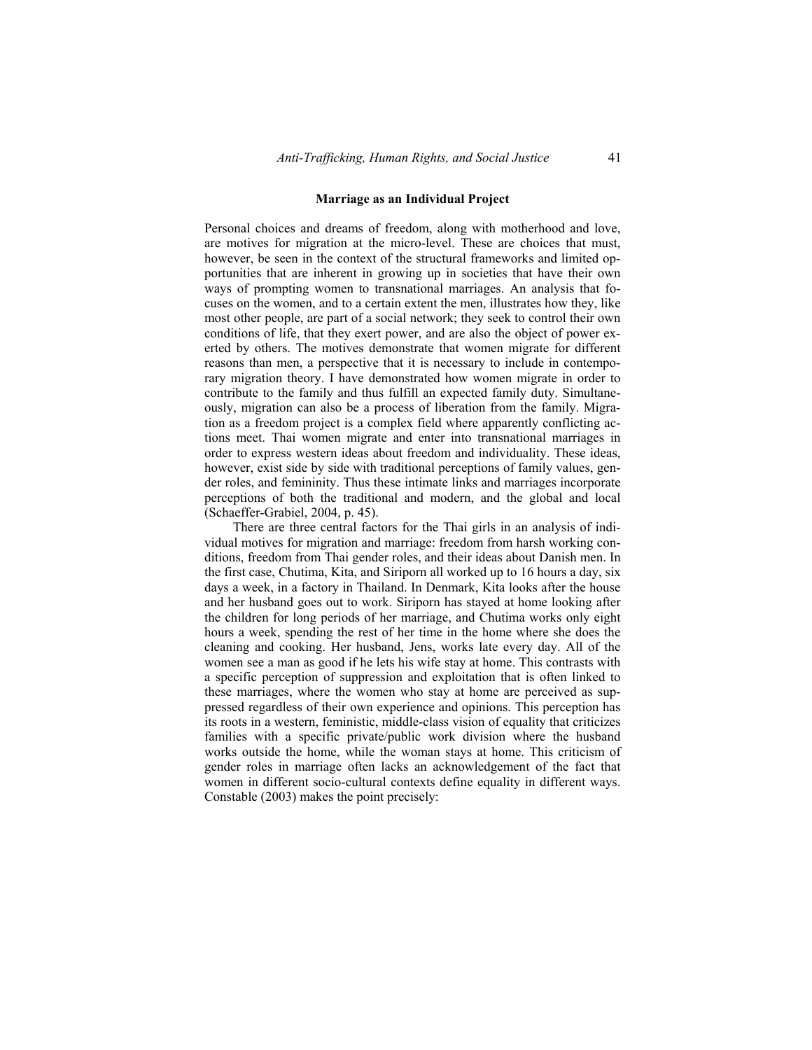### Marriage as an Individual Project

Personal choices and dreams of freedom, along with motherhood and love, are motives for migration at the micro-level. These are choices that must, however, be seen in the context of the structural frameworks and limited opportunities that are inherent in growing up in societies that have their own ways of prompting women to transnational marriages. An analysis that focuses on the women, and to a certain extent the men, illustrates how they, like most other people, are part of a social network; they seek to control their own conditions of life, that they exert power, and are also the object of power exerted by others. The motives demonstrate that women migrate for different reasons than men, a perspective that it is necessary to include in contemporary migration theory. I have demonstrated how women migrate in order to contribute to the family and thus fulfill an expected family duty. Simultaneously, migration can also be a process of liberation from the family. Migration as a freedom project is a complex field where apparently conflicting actions meet. Thai women migrate and enter into transnational marriages in order to express western ideas about freedom and individuality. These ideas, however, exist side by side with traditional perceptions of family values, gender roles, and femininity. Thus these intimate links and marriages incorporate perceptions of both the traditional and modern, and the global and local (Schaeffer-Grabiel, 2004, p. 45).

There are three central factors for the Thai girls in an analysis of individual motives for migration and marriage: freedom from harsh working conditions, freedom from Thai gender roles, and their ideas about Danish men. In the first case, Chutima, Kita, and Siriporn all worked up to 16 hours a day, six days a week, in a factory in Thailand. In Denmark, Kita looks after the house and her husband goes out to work. Siriporn has stayed at home looking after the children for long periods of her marriage, and Chutima works only eight hours a week, spending the rest of her time in the home where she does the cleaning and cooking. Her husband, Jens, works late every day. All of the women see a man as good if he lets his wife stay at home. This contrasts with a specific perception of suppression and exploitation that is often linked to these marriages, where the women who stay at home are perceived as suppressed regardless of their own experience and opinions. This perception has its roots in a western, feministic, middle-class vision of equality that criticizes families with a specific private/public work division where the husband works outside the home, while the woman stays at home. This criticism of gender roles in marriage often lacks an acknowledgement of the fact that women in different socio-cultural contexts define equality in different ways. Constable (2003) makes the point precisely: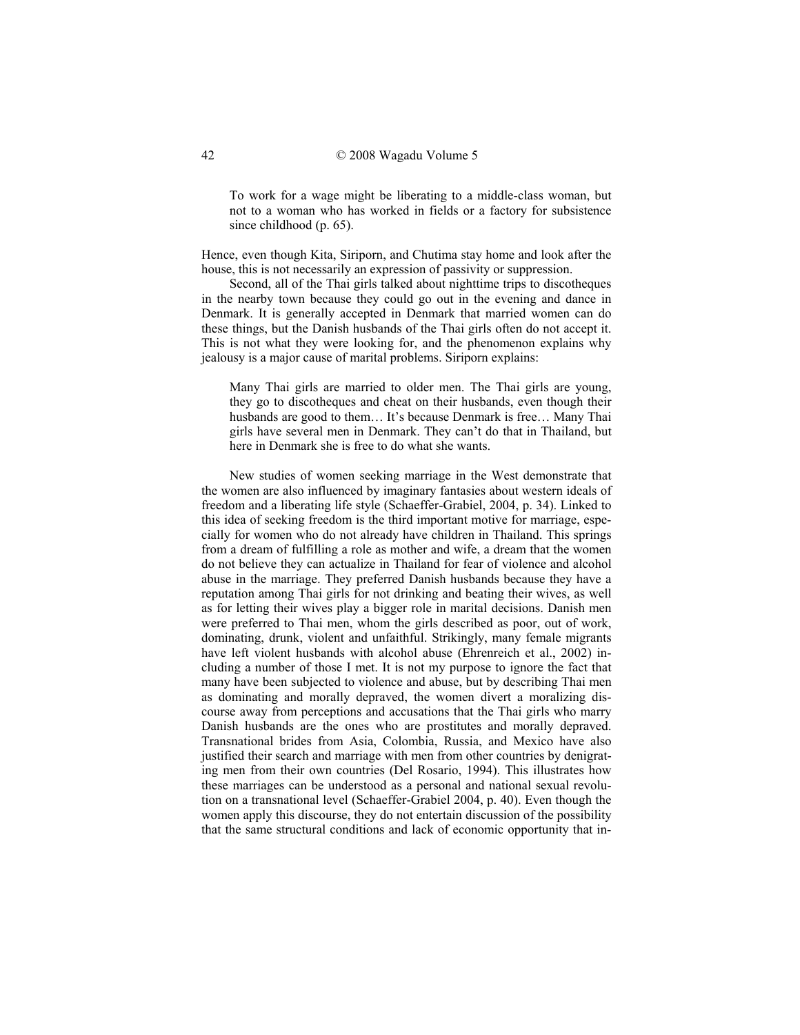> To work for a wage might be liberating to a middle-class woman, but not to a woman who has worked in fields or a factory for subsistence since childhood (p. 65).

Hence, even though Kita, Siriporn, and Chutima stay home and look after the house, this is not necessarily an expression of passivity or suppression.

Second, all of the Thai girls talked about nighttime trips to discotheques in the nearby town because they could go out in the evening and dance in Denmark. It is generally accepted in Denmark that married women can do these things, but the Danish husbands of the Thai girls often do not accept it. This is not what they were looking for, and the phenomenon explains why jealousy is a major cause of marital problems. Siriporn explains:

> Many Thai girls are married to older men. The Thai girls are young, they go to discotheques and cheat on their husbands, even though their husbands are good to them… It's because Denmark is free… Many Thai girls have several men in Denmark. They can't do that in Thailand, but here in Denmark she is free to do what she wants.

New studies of women seeking marriage in the West demonstrate that the women are also influenced by imaginary fantasies about western ideals of freedom and a liberating life style (Schaeffer-Grabiel, 2004, p. 34). Linked to this idea of seeking freedom is the third important motive for marriage, especially for women who do not already have children in Thailand. This springs from a dream of fulfilling a role as mother and wife, a dream that the women do not believe they can actualize in Thailand for fear of violence and alcohol abuse in the marriage. They preferred Danish husbands because they have a reputation among Thai girls for not drinking and beating their wives, as well as for letting their wives play a bigger role in marital decisions. Danish men were preferred to Thai men, whom the girls described as poor, out of work, dominating, drunk, violent and unfaithful. Strikingly, many female migrants have left violent husbands with alcohol abuse (Ehrenreich et al., 2002) including a number of those I met. It is not my purpose to ignore the fact that many have been subjected to violence and abuse, but by describing Thai men as dominating and morally depraved, the women divert a moralizing discourse away from perceptions and accusations that the Thai girls who marry Danish husbands are the ones who are prostitutes and morally depraved. Transnational brides from Asia, Colombia, Russia, and Mexico have also justified their search and marriage with men from other countries by denigrating men from their own countries (Del Rosario, 1994). This illustrates how these marriages can be understood as a personal and national sexual revolution on a transnational level (Schaeffer-Grabiel 2004, p. 40). Even though the women apply this discourse, they do not entertain discussion of the possibility that the same structural conditions and lack of economic opportunity that in-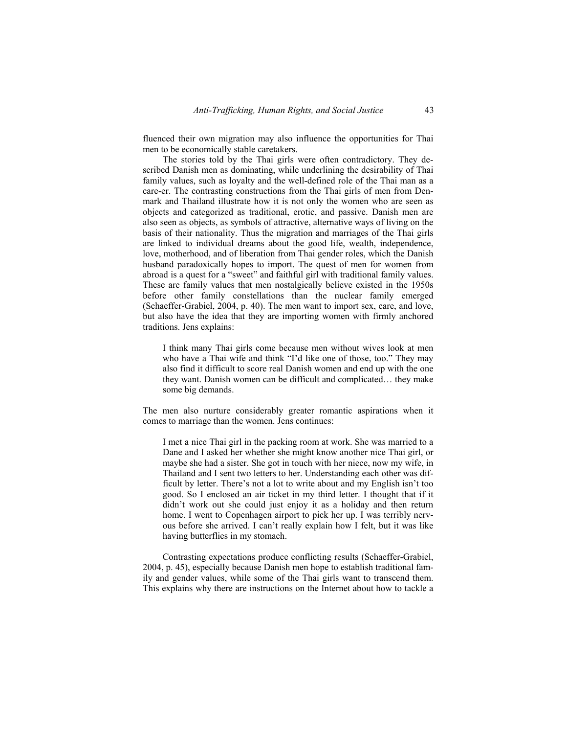fluenced their own migration may also influence the opportunities for Thai men to be economically stable caretakers.

The stories told by the Thai girls were often contradictory. They described Danish men as dominating, while underlining the desirability of Thai family values, such as loyalty and the well-defined role of the Thai man as a care-er. The contrasting constructions from the Thai girls of men from Denmark and Thailand illustrate how it is not only the women who are seen as objects and categorized as traditional, erotic, and passive. Danish men are also seen as objects, as symbols of attractive, alternative ways of living on the basis of their nationality. Thus the migration and marriages of the Thai girls are linked to individual dreams about the good life, wealth, independence, love, motherhood, and of liberation from Thai gender roles, which the Danish husband paradoxically hopes to import. The quest of men for women from abroad is a quest for a "sweet" and faithful girl with traditional family values. These are family values that men nostalgically believe existed in the 1950s before other family constellations than the nuclear family emerged (Schaeffer-Grabiel, 2004, p. 40). The men want to import sex, care, and love, but also have the idea that they are importing women with firmly anchored traditions. Jens explains:

> I think many Thai girls come because men without wives look at men who have a Thai wife and think "I'd like one of those, too." They may also find it difficult to score real Danish women and end up with the one they want. Danish women can be difficult and complicated… they make some big demands.

The men also nurture considerably greater romantic aspirations when it comes to marriage than the women. Jens continues:

> I met a nice Thai girl in the packing room at work. She was married to a Dane and I asked her whether she might know another nice Thai girl, or maybe she had a sister. She got in touch with her niece, now my wife, in Thailand and I sent two letters to her. Understanding each other was difficult by letter. There's not a lot to write about and my English isn't too good. So I enclosed an air ticket in my third letter. I thought that if it didn't work out she could just enjoy it as a holiday and then return home. I went to Copenhagen airport to pick her up. I was terribly nervous before she arrived. I can't really explain how I felt, but it was like having butterflies in my stomach.

Contrasting expectations produce conflicting results (Schaeffer-Grabiel, 2004, p. 45), especially because Danish men hope to establish traditional family and gender values, while some of the Thai girls want to transcend them. This explains why there are instructions on the Internet about how to tackle a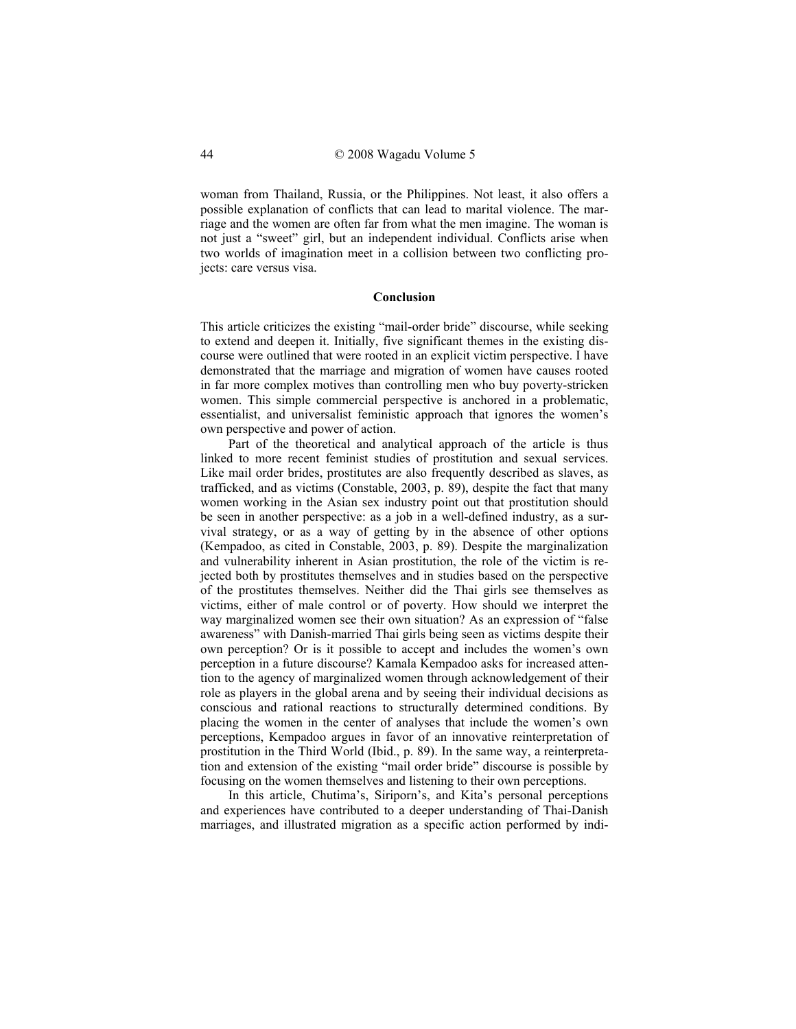woman from Thailand, Russia, or the Philippines. Not least, it also offers a possible explanation of conflicts that can lead to marital violence. The marriage and the women are often far from what the men imagine. The woman is not just a "sweet" girl, but an independent individual. Conflicts arise when two worlds of imagination meet in a collision between two conflicting projects: care versus visa.

## Conclusion

This article criticizes the existing "mail-order bride" discourse, while seeking to extend and deepen it. Initially, five significant themes in the existing discourse were outlined that were rooted in an explicit victim perspective. I have demonstrated that the marriage and migration of women have causes rooted in far more complex motives than controlling men who buy poverty-stricken women. This simple commercial perspective is anchored in a problematic, essentialist, and universalist feministic approach that ignores the women's own perspective and power of action.

Part of the theoretical and analytical approach of the article is thus linked to more recent feminist studies of prostitution and sexual services. Like mail order brides, prostitutes are also frequently described as slaves, as trafficked, and as victims (Constable, 2003, p. 89), despite the fact that many women working in the Asian sex industry point out that prostitution should be seen in another perspective: as a job in a well-defined industry, as a survival strategy, or as a way of getting by in the absence of other options (Kempadoo, as cited in Constable, 2003, p. 89). Despite the marginalization and vulnerability inherent in Asian prostitution, the role of the victim is rejected both by prostitutes themselves and in studies based on the perspective of the prostitutes themselves. Neither did the Thai girls see themselves as victims, either of male control or of poverty. How should we interpret the way marginalized women see their own situation? As an expression of "false awareness" with Danish-married Thai girls being seen as victims despite their own perception? Or is it possible to accept and includes the women's own perception in a future discourse? Kamala Kempadoo asks for increased attention to the agency of marginalized women through acknowledgement of their role as players in the global arena and by seeing their individual decisions as conscious and rational reactions to structurally determined conditions. By placing the women in the center of analyses that include the women's own perceptions, Kempadoo argues in favor of an innovative reinterpretation of prostitution in the Third World (Ibid., p. 89). In the same way, a reinterpretation and extension of the existing "mail order bride" discourse is possible by focusing on the women themselves and listening to their own perceptions.

In this article, Chutima's, Siriporn's, and Kita's personal perceptions and experiences have contributed to a deeper understanding of Thai-Danish marriages, and illustrated migration as a specific action performed by indi-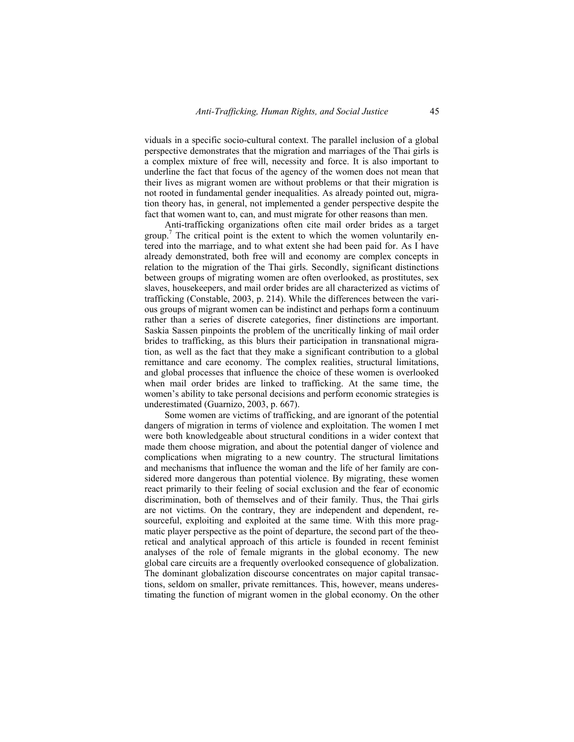viduals in a specific socio-cultural context. The parallel inclusion of a global perspective demonstrates that the migration and marriages of the Thai girls is a complex mixture of free will, necessity and force. It is also important to underline the fact that focus of the agency of the women does not mean that their lives as migrant women are without problems or that their migration is not rooted in fundamental gender inequalities. As already pointed out, migration theory has, in general, not implemented a gender perspective despite the fact that women want to, can, and must migrate for other reasons than men.

Anti-trafficking organizations often cite mail order brides as a target group.[7] The critical point is the extent to which the women voluntarily entered into the marriage, and to what extent she had been paid for. As I have already demonstrated, both free will and economy are complex concepts in relation to the migration of the Thai girls. Secondly, significant distinctions between groups of migrating women are often overlooked, as prostitutes, sex slaves, housekeepers, and mail order brides are all characterized as victims of trafficking (Constable, 2003, p. 214). While the differences between the various groups of migrant women can be indistinct and perhaps form a continuum rather than a series of discrete categories, finer distinctions are important. Saskia Sassen pinpoints the problem of the uncritically linking of mail order brides to trafficking, as this blurs their participation in transnational migration, as well as the fact that they make a significant contribution to a global remittance and care economy. The complex realities, structural limitations, and global processes that influence the choice of these women is overlooked when mail order brides are linked to trafficking. At the same time, the women's ability to take personal decisions and perform economic strategies is underestimated (Guarnizo, 2003, p. 667).

Some women are victims of trafficking, and are ignorant of the potential dangers of migration in terms of violence and exploitation. The women I met were both knowledgeable about structural conditions in a wider context that made them choose migration, and about the potential danger of violence and complications when migrating to a new country. The structural limitations and mechanisms that influence the woman and the life of her family are considered more dangerous than potential violence. By migrating, these women react primarily to their feeling of social exclusion and the fear of economic discrimination, both of themselves and of their family. Thus, the Thai girls are not victims. On the contrary, they are independent and dependent, resourceful, exploiting and exploited at the same time. With this more pragmatic player perspective as the point of departure, the second part of the theoretical and analytical approach of this article is founded in recent feminist analyses of the role of female migrants in the global economy. The new global care circuits are a frequently overlooked consequence of globalization. The dominant globalization discourse concentrates on major capital transactions, seldom on smaller, private remittances. This, however, means underestimating the function of migrant women in the global economy. On the other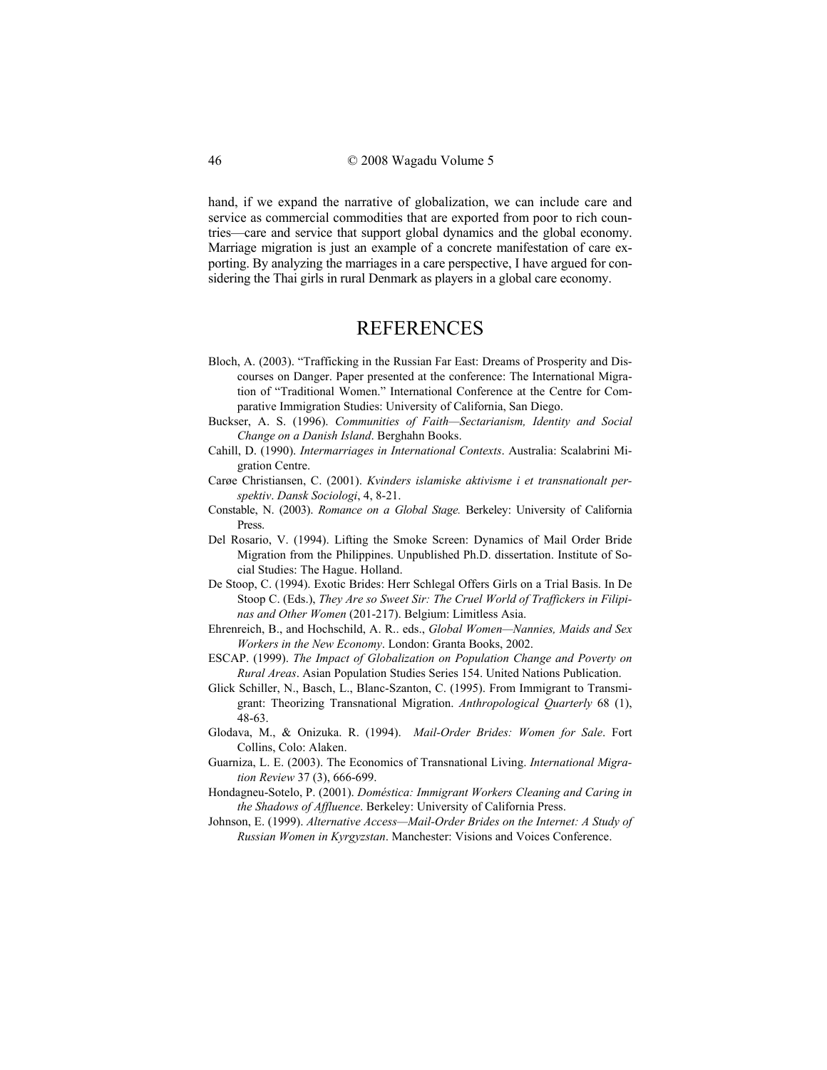hand, if we expand the narrative of globalization, we can include care and service as commercial commodities that are exported from poor to rich countries—care and service that support global dynamics and the global economy. Marriage migration is just an example of a concrete manifestation of care exporting. By analyzing the marriages in a care perspective, I have argued for considering the Thai girls in rural Denmark as players in a global care economy.

# REFERENCES

Bloch, A. (2003). "Trafficking in the Russian Far East: Dreams of Prosperity and Discourses on Danger. Paper presented at the conference: The International Migration of "Traditional Women." International Conference at the Centre for Comparative Immigration Studies: University of California, San Diego.

Buckser, A. S. (1996). *Communities of Faith—Sectarianism, Identity and Social Change on a Danish Island*. Berghahn Books.

Cahill, D. (1990). *Intermarriages in International Contexts*. Australia: Scalabrini Migration Centre.

Carøe Christiansen, C. (2001). *Kvinders islamiske aktivisme i et transnationalt perspektiv*. *Dansk Sociologi*, 4, 8-21.

Constable, N. (2003). *Romance on a Global Stage.* Berkeley: University of California Press.

Del Rosario, V. (1994). Lifting the Smoke Screen: Dynamics of Mail Order Bride Migration from the Philippines. Unpublished Ph.D. dissertation. Institute of Social Studies: The Hague. Holland.

De Stoop, C. (1994). Exotic Brides: Herr Schlegal Offers Girls on a Trial Basis. In De Stoop C. (Eds.), *They Are so Sweet Sir: The Cruel World of Traffickers in Filipinas and Other Women* (201-217). Belgium: Limitless Asia.

Ehrenreich, B., and Hochschild, A. R.. eds., *Global Women—Nannies, Maids and Sex Workers in the New Economy*. London: Granta Books, 2002.

ESCAP. (1999). *The Impact of Globalization on Population Change and Poverty on Rural Areas*. Asian Population Studies Series 154. United Nations Publication.

Glick Schiller, N., Basch, L., Blanc-Szanton, C. (1995). From Immigrant to Transmigrant: Theorizing Transnational Migration. *Anthropological Quarterly* 68 (1), 48-63.

Glodava, M., & Onizuka. R. (1994). *Mail-Order Brides: Women for Sale*. Fort Collins, Colo: Alaken.

Guarniza, L. E. (2003). The Economics of Transnational Living. *International Migration Review* 37 (3), 666-699.

Hondagneu-Sotelo, P. (2001). *Doméstica: Immigrant Workers Cleaning and Caring in the Shadows of Affluence*. Berkeley: University of California Press.

Johnson, E. (1999). *Alternative Access—Mail-Order Brides on the Internet: A Study of Russian Women in Kyrgyzstan*. Manchester: Visions and Voices Conference.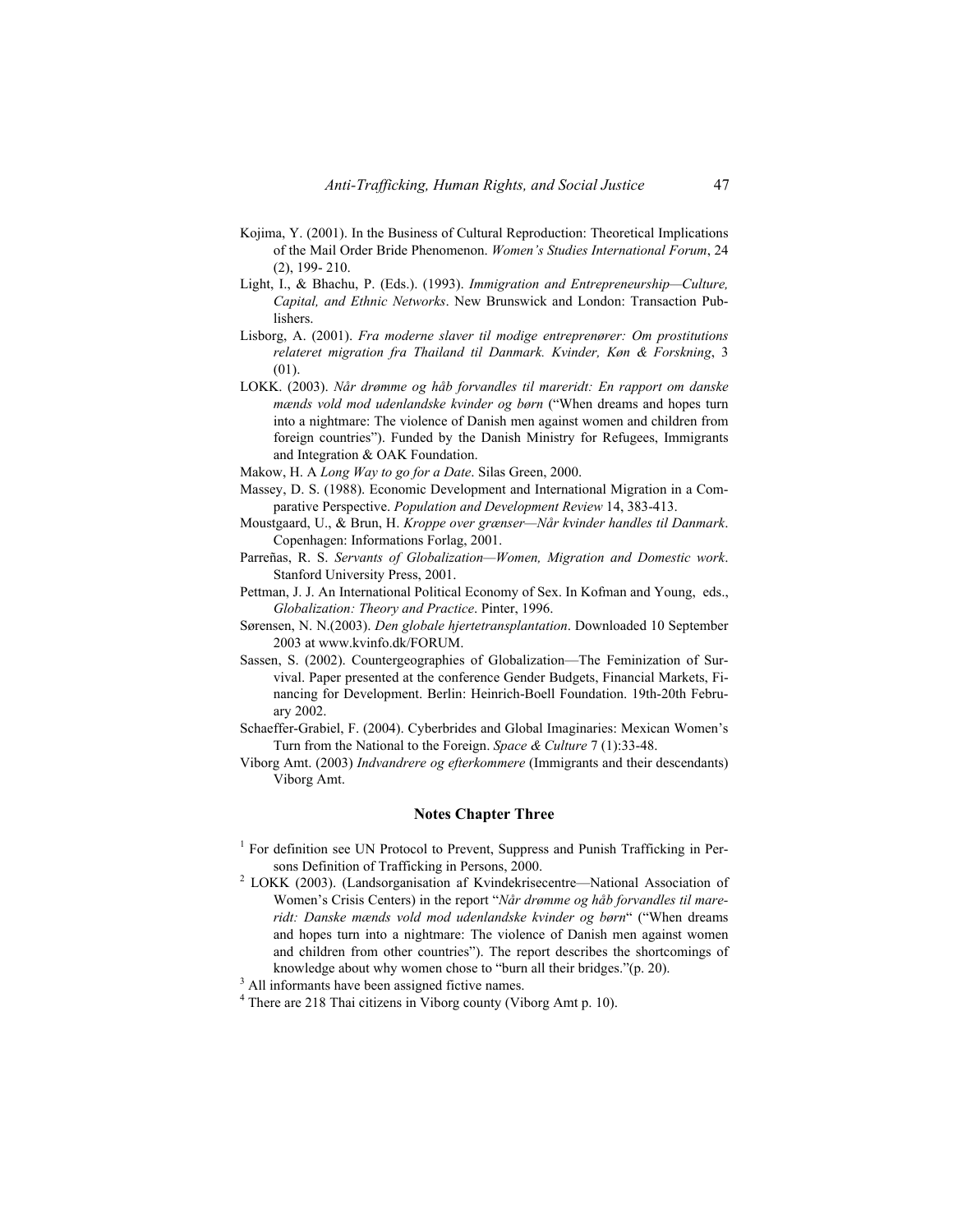Kojima, Y. (2001). In the Business of Cultural Reproduction: Theoretical Implications of the Mail Order Bride Phenomenon. *Women's Studies International Forum*, 24 (2), 199- 210.

Light, I., & Bhachu, P. (Eds.). (1993). *Immigration and Entrepreneurship—Culture, Capital, and Ethnic Networks*. New Brunswick and London: Transaction Publishers.

Lisborg, A. (2001). *Fra moderne slaver til modige entreprenører: Om prostitutions relateret migration fra Thailand til Danmark. Kvinder, Køn & Forskning*, 3 (01).

LOKK. (2003). *Når drømme og håb forvandles til mareridt: En rapport om danske mænds vold mod udenlandske kvinder og børn* ("When dreams and hopes turn into a nightmare: The violence of Danish men against women and children from foreign countries"). Funded by the Danish Ministry for Refugees, Immigrants and Integration & OAK Foundation.

Makow, H. A *Long Way to go for a Date*. Silas Green, 2000.

Massey, D. S. (1988). Economic Development and International Migration in a Comparative Perspective. *Population and Development Review* 14, 383-413.

Moustgaard, U., & Brun, H. *Kroppe over grænser—Når kvinder handles til Danmark*. Copenhagen: Informations Forlag, 2001.

Parreñas, R. S. *Servants of Globalization—Women, Migration and Domestic work*. Stanford University Press, 2001.

Pettman, J. J. An International Political Economy of Sex. In Kofman and Young, eds., *Globalization: Theory and Practice*. Pinter, 1996.

Sørensen, N. N.(2003). *Den globale hjertetransplantation*. Downloaded 10 September 2003 at www.kvinfo.dk/FORUM.

Sassen, S. (2002). Countergeographies of Globalization—The Feminization of Survival. Paper presented at the conference Gender Budgets, Financial Markets, Financing for Development. Berlin: Heinrich-Boell Foundation. 19th-20th February 2002.

Schaeffer-Grabiel, F. (2004). Cyberbrides and Global Imaginaries: Mexican Women's Turn from the National to the Foreign. *Space & Culture* 7 (1):33-48.

Viborg Amt. (2003) *Indvandrere og efterkommere* (Immigrants and their descendants) Viborg Amt.

### Notes Chapter Three

[1] For definition see UN Protocol to Prevent, Suppress and Punish Trafficking in Persons Definition of Trafficking in Persons, 2000.

[2] LOKK (2003). (Landsorganisation af Kvindekrisecentre—National Association of Women's Crisis Centers) in the report "*Når drømme og håb forvandles til mareridt: Danske mænds vold mod udenlandske kvinder og børn*" ("When dreams and hopes turn into a nightmare: The violence of Danish men against women and children from other countries"). The report describes the shortcomings of knowledge about why women chose to "burn all their bridges."(p. 20).

[3] All informants have been assigned fictive names.

[4] There are 218 Thai citizens in Viborg county (Viborg Amt p. 10).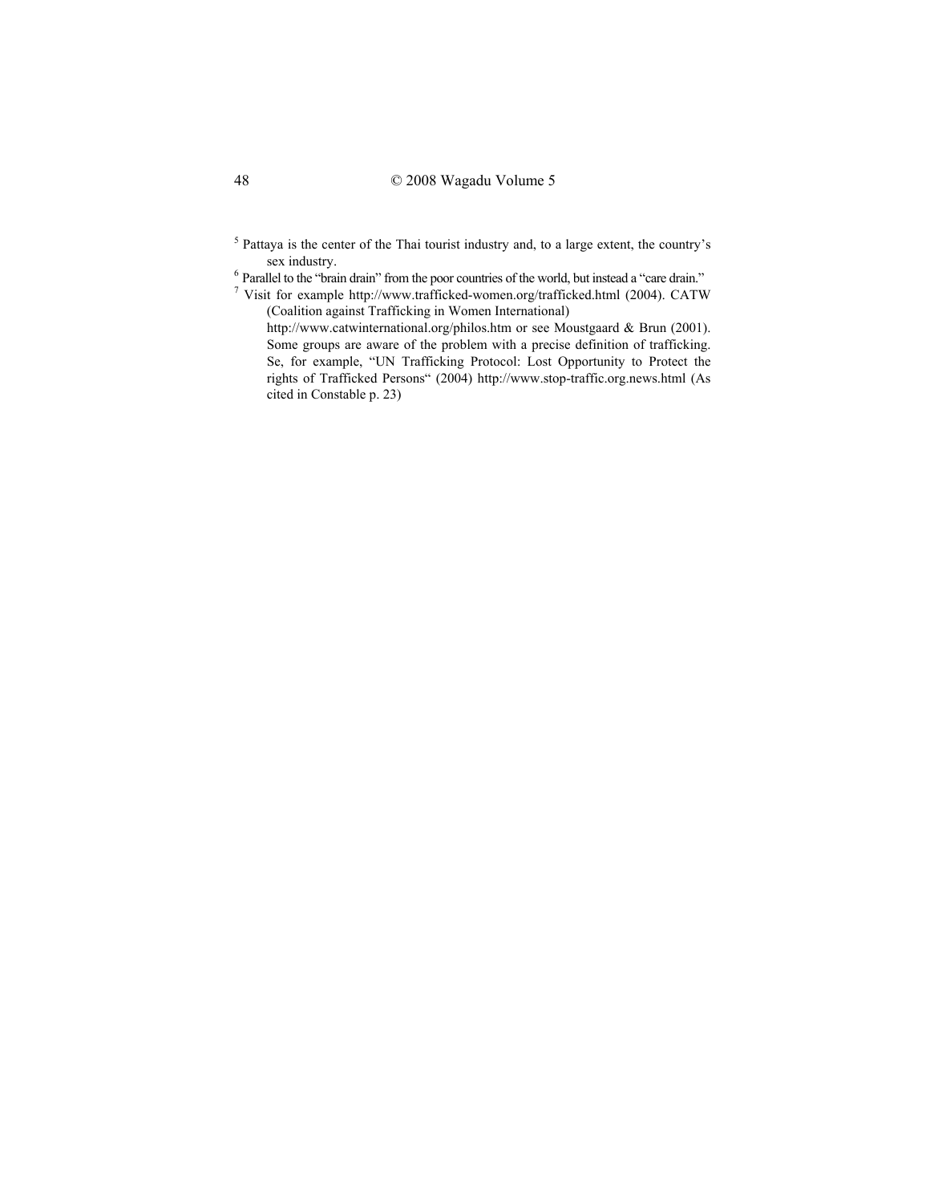[5] Pattaya is the center of the Thai tourist industry and, to a large extent, the country's sex industry.

[6] Parallel to the "brain drain" from the poor countries of the world, but instead a "care drain."

[7] Visit for example http://www.trafficked-women.org/trafficked.html (2004). CATW (Coalition against Trafficking in Women International) http://www.catwinternational.org/philos.htm or see Moustgaard & Brun (2001). Some groups are aware of the problem with a precise definition of trafficking. Se, for example, "UN Trafficking Protocol: Lost Opportunity to Protect the rights of Trafficked Persons" (2004) http://www.stop-traffic.org.news.html (As cited in Constable p. 23)